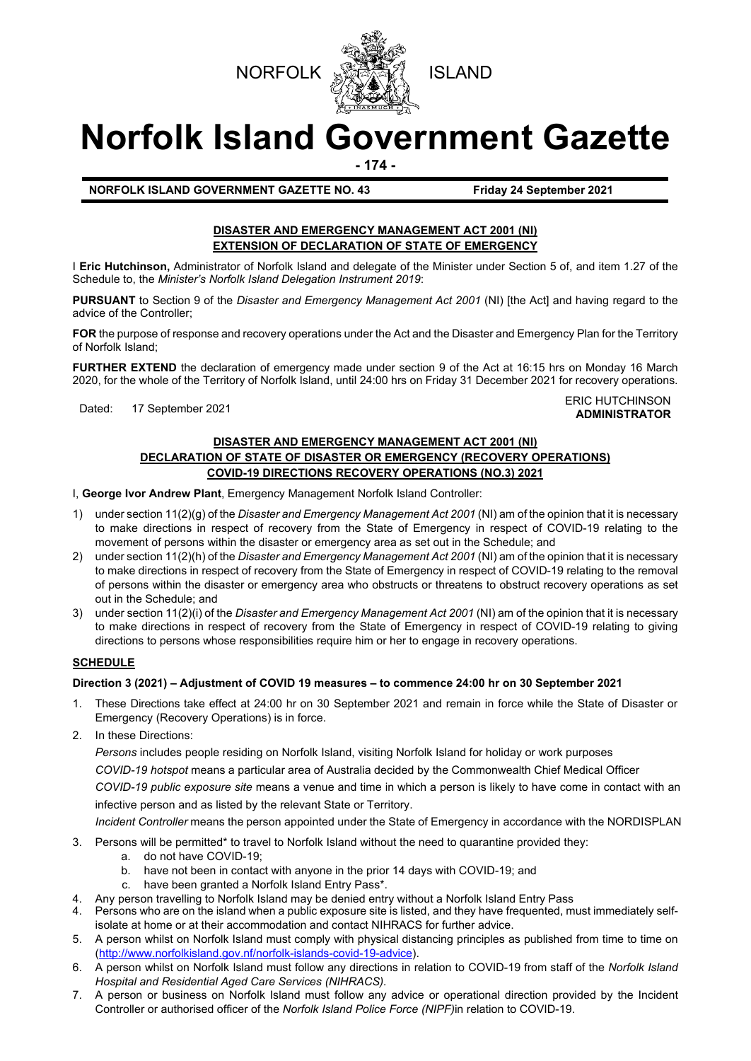NORFOLK ISLAND

# Norfolk Island Government Gazette

**NORFOLK ISLAND GOVERNMENT GAZETTE NO. 43** **Friday 24 September 2021**

## DISASTER AND EMERGENCY MANAGEMENT ACT 2001 (NI)
## EXTENSION OF DECLARATION OF STATE OF EMERGENCY

I **Eric Hutchinson,** Administrator of Norfolk Island and delegate of the Minister under Section 5 of, and item 1.27 of the Schedule to, the *Minister's Norfolk Island Delegation Instrument 2019*:

**PURSUANT** to Section 9 of the *Disaster and Emergency Management Act 2001* (NI) [the Act] and having regard to the advice of the Controller;

**FOR** the purpose of response and recovery operations under the Act and the Disaster and Emergency Plan for the Territory of Norfolk Island;

**FURTHER EXTEND** the declaration of emergency made under section 9 of the Act at 16:15 hrs on Monday 16 March 2020, for the whole of the Territory of Norfolk Island, until 24:00 hrs on Friday 31 December 2021 for recovery operations.

Dated: 17 September 2021

ERIC HUTCHINSON
**ADMINISTRATOR**

## DISASTER AND EMERGENCY MANAGEMENT ACT 2001 (NI)
## DECLARATION OF STATE OF DISASTER OR EMERGENCY (RECOVERY OPERATIONS)
## COVID-19 DIRECTIONS RECOVERY OPERATIONS (NO.3) 2021

I, **George Ivor Andrew Plant**, Emergency Management Norfolk Island Controller:

1) under section 11(2)(g) of the *Disaster and Emergency Management Act 2001* (NI) am of the opinion that it is necessary to make directions in respect of recovery from the State of Emergency in respect of COVID-19 relating to the movement of persons within the disaster or emergency area as set out in the Schedule; and
2) under section 11(2)(h) of the *Disaster and Emergency Management Act 2001* (NI) am of the opinion that it is necessary to make directions in respect of recovery from the State of Emergency in respect of COVID-19 relating to the removal of persons within the disaster or emergency area who obstructs or threatens to obstruct recovery operations as set out in the Schedule; and
3) under section 11(2)(i) of the *Disaster and Emergency Management Act 2001* (NI) am of the opinion that it is necessary to make directions in respect of recovery from the State of Emergency in respect of COVID-19 relating to giving directions to persons whose responsibilities require him or her to engage in recovery operations.

### SCHEDULE

**Direction 3 (2021) – Adjustment of COVID 19 measures – to commence 24:00 hr on 30 September 2021**

1. These Directions take effect at 24:00 hr on 30 September 2021 and remain in force while the State of Disaster or Emergency (Recovery Operations) is in force.
2. In these Directions:

   *Persons* includes people residing on Norfolk Island, visiting Norfolk Island for holiday or work purposes

   *COVID-19 hotspot* means a particular area of Australia decided by the Commonwealth Chief Medical Officer

   *COVID-19 public exposure site* means a venue and time in which a person is likely to have come in contact with an infective person and as listed by the relevant State or Territory.

   *Incident Controller* means the person appointed under the State of Emergency in accordance with the NORDISPLAN

3. Persons will be permitted* to travel to Norfolk Island without the need to quarantine provided they:
   a. do not have COVID-19;
   b. have not been in contact with anyone in the prior 14 days with COVID-19; and
   c. have been granted a Norfolk Island Entry Pass*.
4. Any person travelling to Norfolk Island may be denied entry without a Norfolk Island Entry Pass
4. Persons who are on the island when a public exposure site is listed, and they have frequented, must immediately self-isolate at home or at their accommodation and contact NIHRACS for further advice.
5. A person whilst on Norfolk Island must comply with physical distancing principles as published from time to time on (http://www.norfolkisland.gov.nf/norfolk-islands-covid-19-advice).
6. A person whilst on Norfolk Island must follow any directions in relation to COVID-19 from staff of the *Norfolk Island Hospital and Residential Aged Care Services (NIHRACS).*
7. A person or business on Norfolk Island must follow any advice or operational direction provided by the Incident Controller or authorised officer of the *Norfolk Island Police Force (NIPF)*in relation to COVID-19.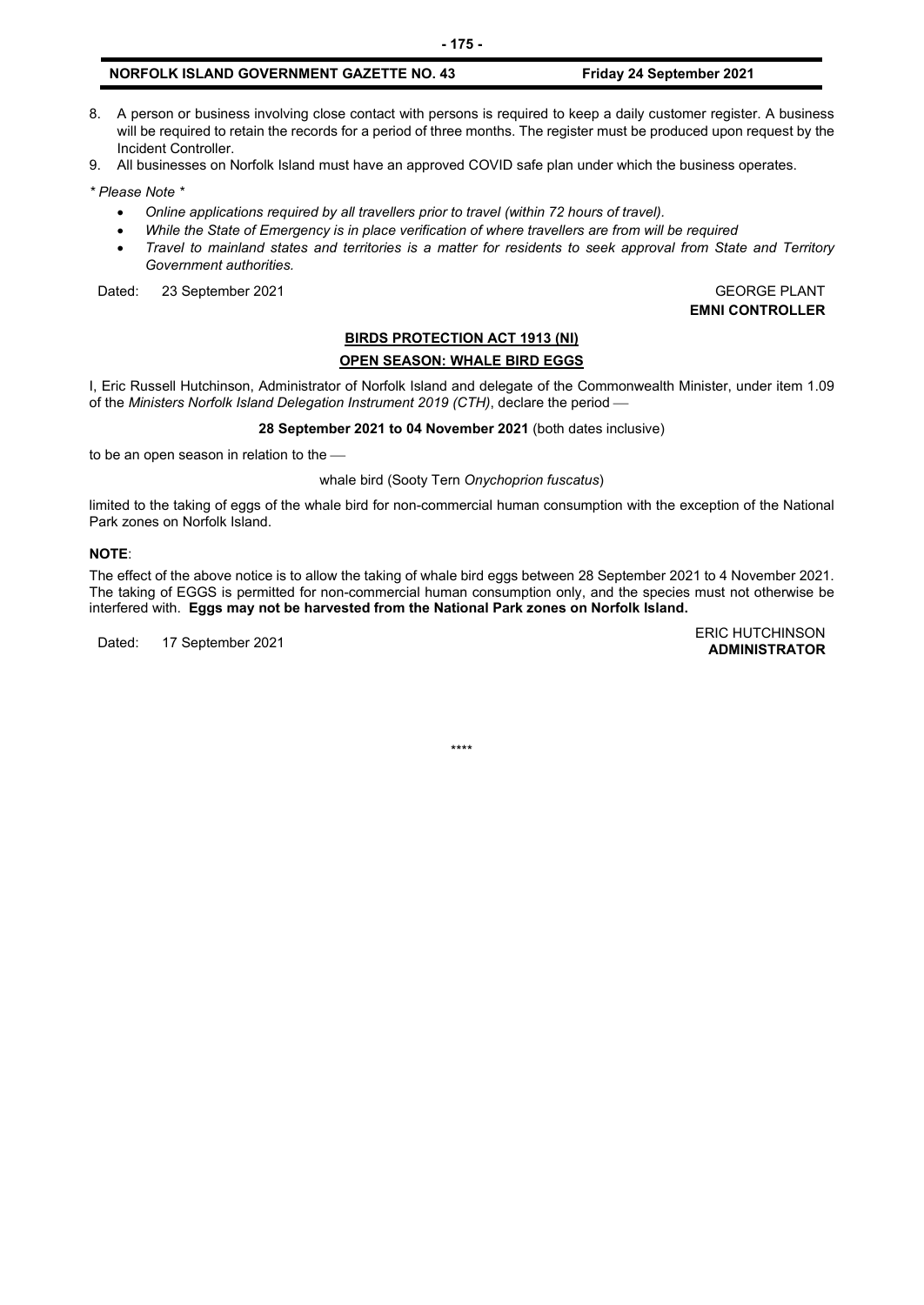8. A person or business involving close contact with persons is required to keep a daily customer register. A business will be required to retain the records for a period of three months. The register must be produced upon request by the Incident Controller.
9. All businesses on Norfolk Island must have an approved COVID safe plan under which the business operates.

*\* Please Note \**

- *Online applications required by all travellers prior to travel (within 72 hours of travel).*
- *While the State of Emergency is in place verification of where travellers are from will be required*
- *Travel to mainland states and territories is a matter for residents to seek approval from State and Territory Government authorities.*

Dated: 23 September 2021

GEORGE PLANT
**EMNI CONTROLLER**

## BIRDS PROTECTION ACT 1913 (NI)

## OPEN SEASON: WHALE BIRD EGGS

I, Eric Russell Hutchinson, Administrator of Norfolk Island and delegate of the Commonwealth Minister, under item 1.09 of the *Ministers Norfolk Island Delegation Instrument 2019 (CTH)*, declare the period —

**28 September 2021 to 04 November 2021** (both dates inclusive)

to be an open season in relation to the —

whale bird (Sooty Tern *Onychoprion fuscatus*)

limited to the taking of eggs of the whale bird for non-commercial human consumption with the exception of the National Park zones on Norfolk Island.

**NOTE**:

The effect of the above notice is to allow the taking of whale bird eggs between 28 September 2021 to 4 November 2021. The taking of EGGS is permitted for non-commercial human consumption only, and the species must not otherwise be interfered with. **Eggs may not be harvested from the National Park zones on Norfolk Island.**

Dated: 17 September 2021

ERIC HUTCHINSON
**ADMINISTRATOR**

\*\*\*\*